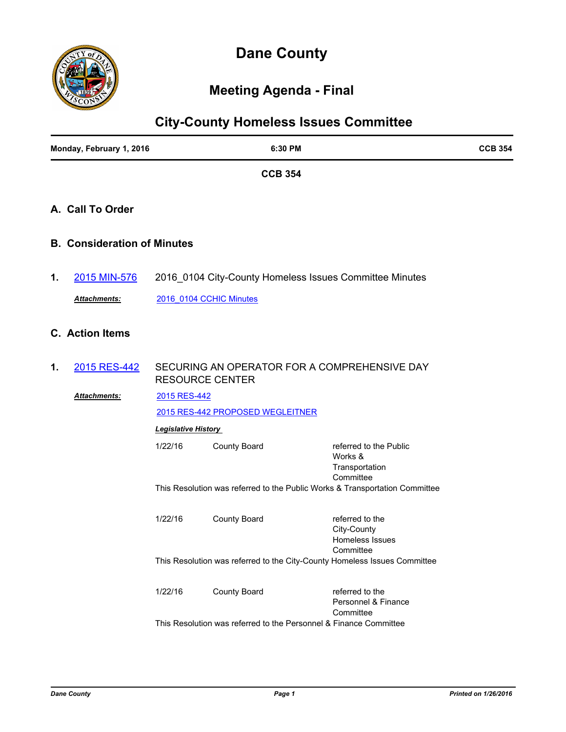# Dane County

## Meeting Agenda - Final

## City-County Homeless Issues Committee

| Monday, February 1, 2016 | 6:30 PM | CCB 354 |
|---|---|---|

**CCB 354**

## A. Call To Order

## B. Consideration of Minutes

**1.** 2015 MIN-576 — 2016_0104 City-County Homeless Issues Committee Minutes

***Attachments:*** 2016_0104 CCHIC Minutes

## C. Action Items

**1.** 2015 RES-442 — SECURING AN OPERATOR FOR A COMPREHENSIVE DAY RESOURCE CENTER

***Attachments:*** 2015 RES-442

2015 RES-442 PROPOSED WEGLEITNER

***Legislative History***

| Date | Body | Action |
|---|---|---|
| 1/22/16 | County Board | referred to the Public Works & Transportation Committee |

This Resolution was referred to the Public Works & Transportation Committee

| Date | Body | Action |
|---|---|---|
| 1/22/16 | County Board | referred to the City-County Homeless Issues Committee |

This Resolution was referred to the City-County Homeless Issues Committee

| Date | Body | Action |
|---|---|---|
| 1/22/16 | County Board | referred to the Personnel & Finance Committee |

This Resolution was referred to the Personnel & Finance Committee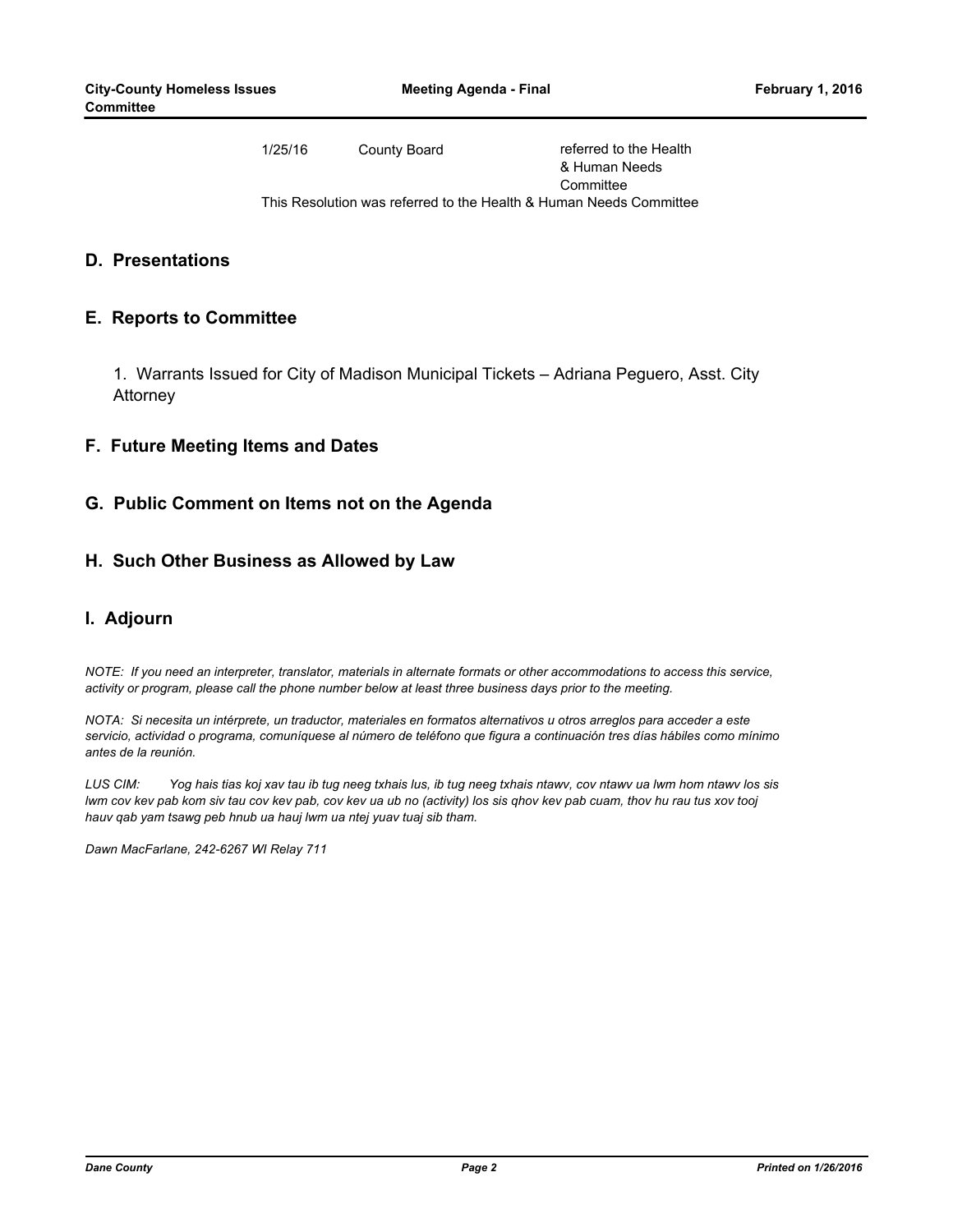| | | |
|---|---|---|
| 1/25/16 | County Board | referred to the Health & Human Needs Committee |

This Resolution was referred to the Health & Human Needs Committee

## D. Presentations

## E. Reports to Committee

1. Warrants Issued for City of Madison Municipal Tickets – Adriana Peguero, Asst. City Attorney

## F. Future Meeting Items and Dates

## G. Public Comment on Items not on the Agenda

## H. Such Other Business as Allowed by Law

## I. Adjourn

*NOTE: If you need an interpreter, translator, materials in alternate formats or other accommodations to access this service, activity or program, please call the phone number below at least three business days prior to the meeting.*

*NOTA: Si necesita un intérprete, un traductor, materiales en formatos alternativos u otros arreglos para acceder a este servicio, actividad o programa, comuníquese al número de teléfono que figura a continuación tres días hábiles como mínimo antes de la reunión.*

*LUS CIM: Yog hais tias koj xav tau ib tug neeg txhais lus, ib tug neeg txhais ntawv, cov ntawv ua lwm hom ntawv los sis lwm cov kev pab kom siv tau cov kev pab, cov kev ua ub no (activity) los sis qhov kev pab cuam, thov hu rau tus xov tooj hauv qab yam tsawg peb hnub ua hauj lwm ua ntej yuav tuaj sib tham.*

*Dawn MacFarlane, 242-6267 WI Relay 711*